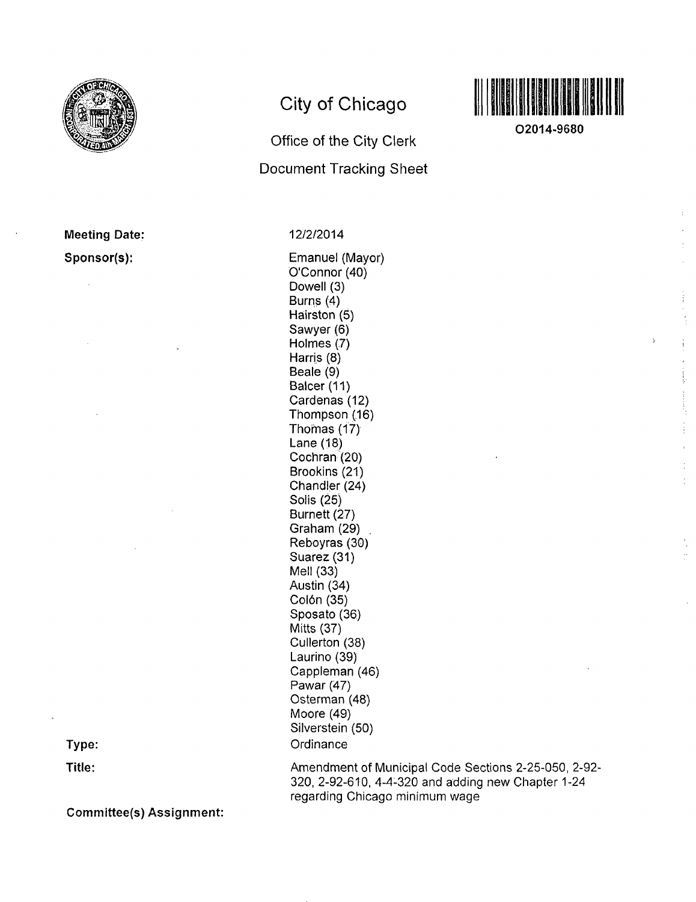# City of Chicago

## Office of the City Clerk

## Document Tracking Sheet

O2014-9680

**Meeting Date:** 12/2/2014

**Sponsor(s):**

Emanuel (Mayor)
O'Connor (40)
Dowell (3)
Burns (4)
Hairston (5)
Sawyer (6)
Holmes (7)
Harris (8)
Beale (9)
Balcer (11)
Cardenas (12)
Thompson (16)
Thomas (17)
Lane (18)
Cochran (20)
Brookins (21)
Chandler (24)
Solis (25)
Burnett (27)
Graham (29)
Reboyras (30)
Suarez (31)
Mell (33)
Austin (34)
Colón (35)
Sposato (36)
Mitts (37)
Cullerton (38)
Laurino (39)
Cappleman (46)
Pawar (47)
Osterman (48)
Moore (49)
Silverstein (50)

**Type:** Ordinance

**Title:** Amendment of Municipal Code Sections 2-25-050, 2-92-320, 2-92-610, 4-4-320 and adding new Chapter 1-24 regarding Chicago minimum wage

**Committee(s) Assignment:**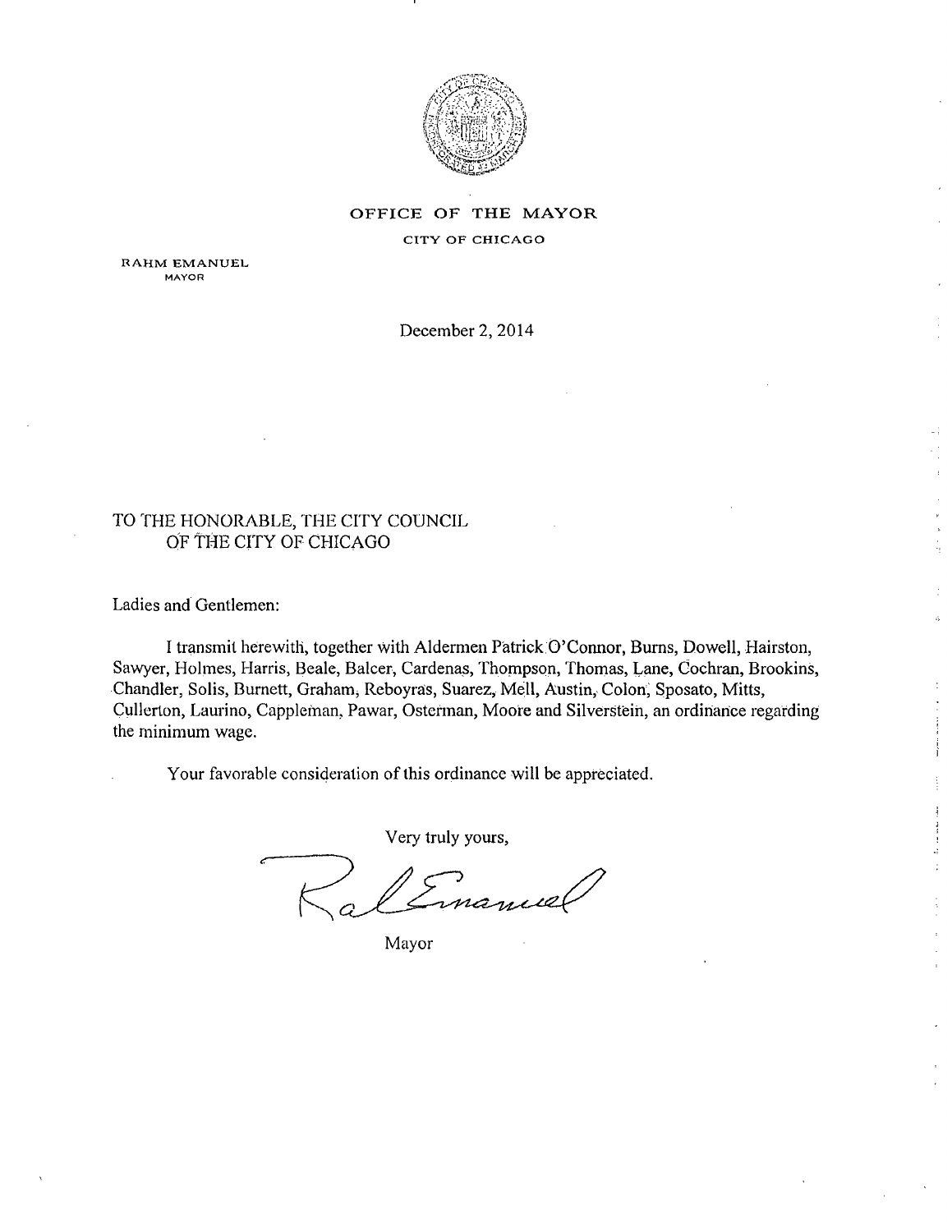OFFICE OF THE MAYOR

CITY OF CHICAGO

RAHM EMANUEL
MAYOR

December 2, 2014

TO THE HONORABLE, THE CITY COUNCIL
OF THE CITY OF CHICAGO

Ladies and Gentlemen:

I transmit herewith, together with Aldermen Patrick O'Connor, Burns, Dowell, Hairston, Sawyer, Holmes, Harris, Beale, Balcer, Cardenas, Thompson, Thomas, Lane, Cochran, Brookins, Chandler, Solis, Burnett, Graham, Reboyras, Suarez, Mell, Austin, Colon, Sposato, Mitts, Cullerton, Laurino, Cappleman, Pawar, Osterman, Moore and Silverstein, an ordinance regarding the minimum wage.

Your favorable consideration of this ordinance will be appreciated.

Very truly yours,

Mayor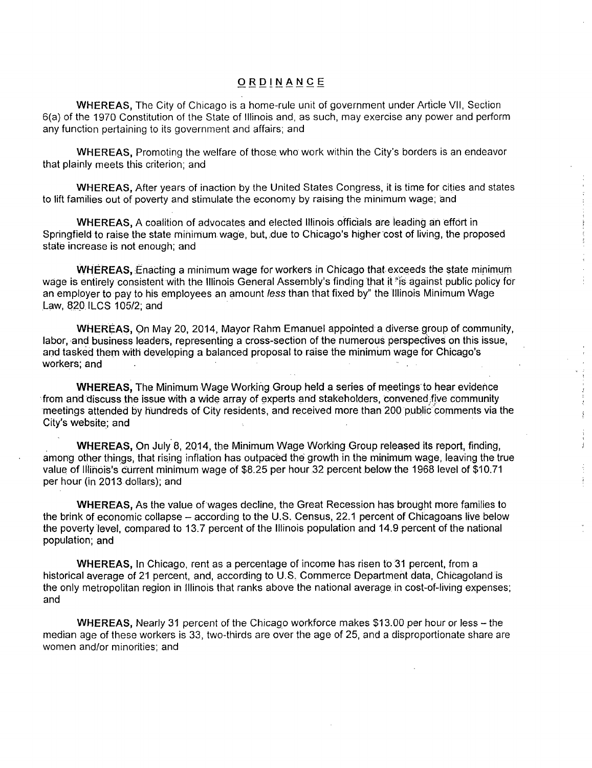# ORDINANCE

**WHEREAS,** The City of Chicago is a home-rule unit of government under Article VII, Section 6(a) of the 1970 Constitution of the State of Illinois and, as such, may exercise any power and perform any function pertaining to its government and affairs; and

**WHEREAS,** Promoting the welfare of those who work within the City's borders is an endeavor that plainly meets this criterion; and

**WHEREAS,** After years of inaction by the United States Congress, it is time for cities and states to lift families out of poverty and stimulate the economy by raising the minimum wage; and

**WHEREAS,** A coalition of advocates and elected Illinois officials are leading an effort in Springfield to raise the state minimum wage, but, due to Chicago's higher cost of living, the proposed state increase is not enough; and

**WHEREAS,** Enacting a minimum wage for workers in Chicago that exceeds the state minimum wage is entirely consistent with the Illinois General Assembly's finding that it "is against public policy for an employer to pay to his employees an amount *less* than that fixed by" the Illinois Minimum Wage Law, 820 ILCS 105/2; and

**WHEREAS,** On May 20, 2014, Mayor Rahm Emanuel appointed a diverse group of community, labor, and business leaders, representing a cross-section of the numerous perspectives on this issue, and tasked them with developing a balanced proposal to raise the minimum wage for Chicago's workers; and

**WHEREAS,** The Minimum Wage Working Group held a series of meetings to hear evidence from and discuss the issue with a wide array of experts and stakeholders, convened five community meetings attended by hundreds of City residents, and received more than 200 public comments via the City's website; and

**WHEREAS,** On July 8, 2014, the Minimum Wage Working Group released its report, finding, among other things, that rising inflation has outpaced the growth in the minimum wage, leaving the true value of Illinois's current minimum wage of $8.25 per hour 32 percent below the 1968 level of $10.71 per hour (in 2013 dollars); and

**WHEREAS,** As the value of wages decline, the Great Recession has brought more families to the brink of economic collapse – according to the U.S. Census, 22.1 percent of Chicagoans live below the poverty level, compared to 13.7 percent of the Illinois population and 14.9 percent of the national population; and

**WHEREAS,** In Chicago, rent as a percentage of income has risen to 31 percent, from a historical average of 21 percent, and, according to U.S. Commerce Department data, Chicagoland is the only metropolitan region in Illinois that ranks above the national average in cost-of-living expenses; and

**WHEREAS,** Nearly 31 percent of the Chicago workforce makes $13.00 per hour or less – the median age of these workers is 33, two-thirds are over the age of 25, and a disproportionate share are women and/or minorities; and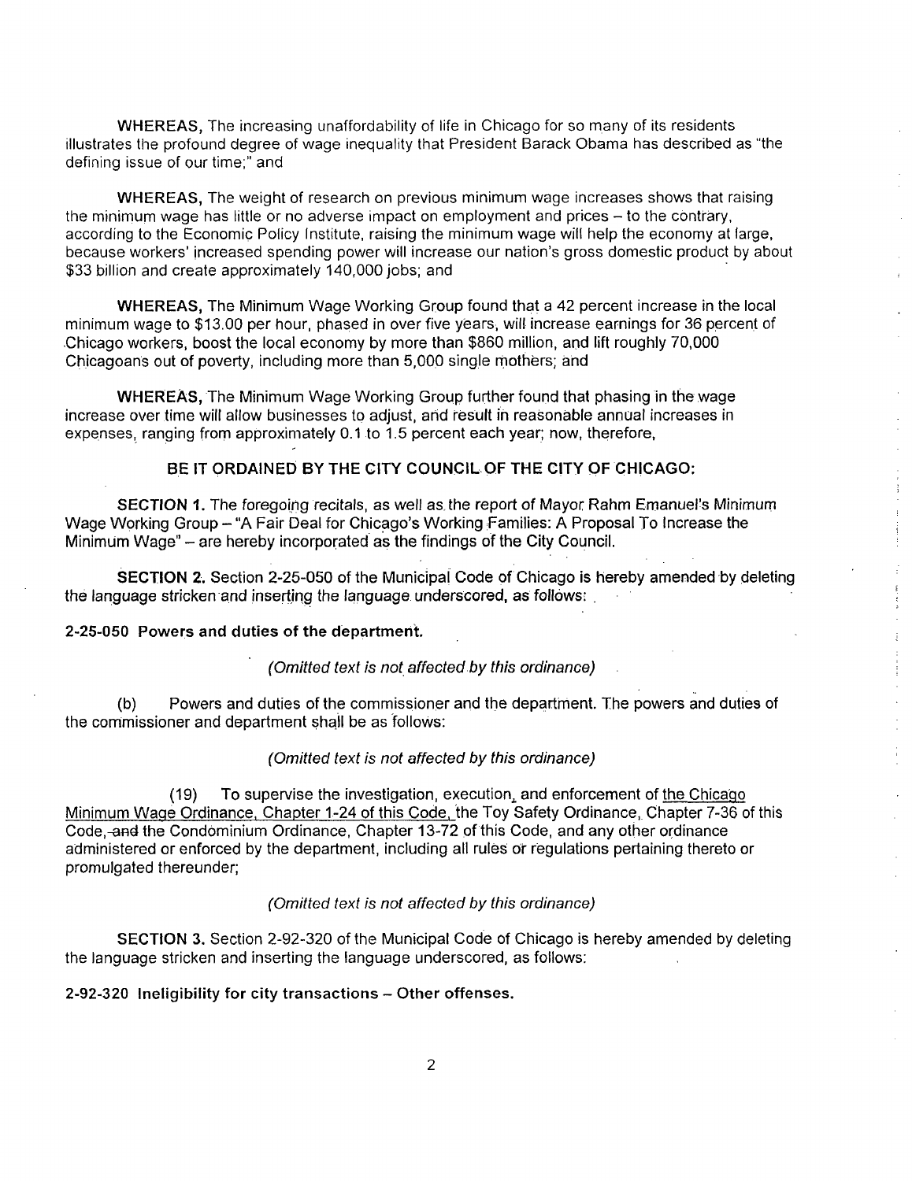WHEREAS, The increasing unaffordability of life in Chicago for so many of its residents illustrates the profound degree of wage inequality that President Barack Obama has described as "the defining issue of our time;" and

WHEREAS, The weight of research on previous minimum wage increases shows that raising the minimum wage has little or no adverse impact on employment and prices – to the contrary, according to the Economic Policy Institute, raising the minimum wage will help the economy at large, because workers' increased spending power will increase our nation's gross domestic product by about $33 billion and create approximately 140,000 jobs; and

WHEREAS, The Minimum Wage Working Group found that a 42 percent increase in the local minimum wage to $13.00 per hour, phased in over five years, will increase earnings for 36 percent of Chicago workers, boost the local economy by more than $860 million, and lift roughly 70,000 Chicagoans out of poverty, including more than 5,000 single mothers; and

WHEREAS, The Minimum Wage Working Group further found that phasing in the wage increase over time will allow businesses to adjust, and result in reasonable annual increases in expenses, ranging from approximately 0.1 to 1.5 percent each year; now, therefore,

**BE IT ORDAINED BY THE CITY COUNCIL OF THE CITY OF CHICAGO:**

**SECTION 1.** The foregoing recitals, as well as the report of Mayor Rahm Emanuel's Minimum Wage Working Group – "A Fair Deal for Chicago's Working Families: A Proposal To Increase the Minimum Wage" – are hereby incorporated as the findings of the City Council.

**SECTION 2.** Section 2-25-050 of the Municipal Code of Chicago is hereby amended by deleting the language stricken and inserting the language underscored, as follows:

**2-25-050 Powers and duties of the department.**

*(Omitted text is not affected by this ordinance)*

(b) Powers and duties of the commissioner and the department. The powers and duties of the commissioner and department shall be as follows:

*(Omitted text is not affected by this ordinance)*

(19) To supervise the investigation, execution, and enforcement of <u>the Chicago Minimum Wage Ordinance, Chapter 1-24 of this Code,</u> the Toy Safety Ordinance, Chapter 7-36 of this Code, ~~and~~ the Condominium Ordinance, Chapter 13-72 of this Code, and any other ordinance administered or enforced by the department, including all rules or regulations pertaining thereto or promulgated thereunder;

*(Omitted text is not affected by this ordinance)*

**SECTION 3.** Section 2-92-320 of the Municipal Code of Chicago is hereby amended by deleting the language stricken and inserting the language underscored, as follows:

**2-92-320 Ineligibility for city transactions – Other offenses.**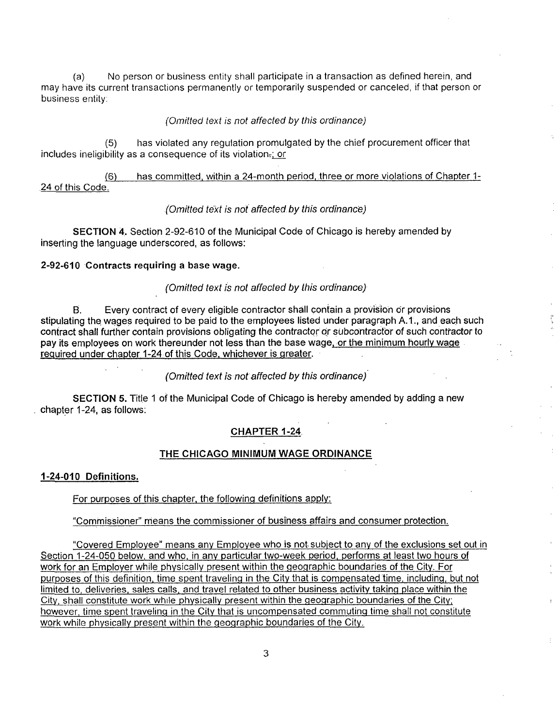(a) No person or business entity shall participate in a transaction as defined herein, and may have its current transactions permanently or temporarily suspended or canceled, if that person or business entity:

*(Omitted text is not affected by this ordinance)*

(5) has violated any regulation promulgated by the chief procurement officer that includes ineligibility as a consequence of its violation.; or

(6) has committed, within a 24-month period, three or more violations of Chapter 1-24 of this Code.

*(Omitted text is not affected by this ordinance)*

**SECTION 4.** Section 2-92-610 of the Municipal Code of Chicago is hereby amended by inserting the language underscored, as follows:

**2-92-610 Contracts requiring a base wage.**

*(Omitted text is not affected by this ordinance)*

B. Every contract of every eligible contractor shall contain a provision or provisions stipulating the wages required to be paid to the employees listed under paragraph A.1., and each such contract shall further contain provisions obligating the contractor or subcontractor of such contractor to pay its employees on work thereunder not less than the base wage, or the minimum hourly wage required under chapter 1-24 of this Code, whichever is greater.

*(Omitted text is not affected by this ordinance)*

**SECTION 5.** Title 1 of the Municipal Code of Chicago is hereby amended by adding a new chapter 1-24, as follows:

## CHAPTER 1-24

## THE CHICAGO MINIMUM WAGE ORDINANCE

**1-24-010 Definitions.**

For purposes of this chapter, the following definitions apply:

"Commissioner" means the commissioner of business affairs and consumer protection.

"Covered Employee" means any Employee who is not subject to any of the exclusions set out in Section 1-24-050 below, and who, in any particular two-week period, performs at least two hours of work for an Employer while physically present within the geographic boundaries of the City. For purposes of this definition, time spent traveling in the City that is compensated time, including, but not limited to, deliveries, sales calls, and travel related to other business activity taking place within the City, shall constitute work while physically present within the geographic boundaries of the City; however, time spent traveling in the City that is uncompensated commuting time shall not constitute work while physically present within the geographic boundaries of the City.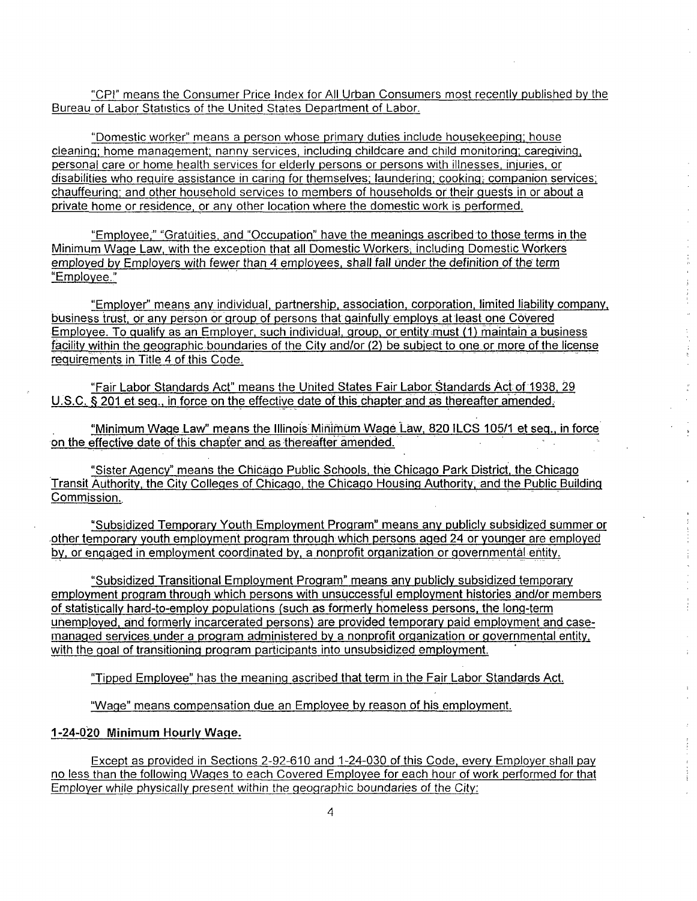"CPI" means the Consumer Price Index for All Urban Consumers most recently published by the Bureau of Labor Statistics of the United States Department of Labor.

"Domestic worker" means a person whose primary duties include housekeeping; house cleaning; home management; nanny services, including childcare and child monitoring; caregiving, personal care or home health services for elderly persons or persons with illnesses, injuries, or disabilities who require assistance in caring for themselves; laundering; cooking; companion services; chauffeuring; and other household services to members of households or their guests in or about a private home or residence, or any other location where the domestic work is performed.

"Employee," "Gratuities, and "Occupation" have the meanings ascribed to those terms in the Minimum Wage Law, with the exception that all Domestic Workers, including Domestic Workers employed by Employers with fewer than 4 employees, shall fall under the definition of the term "Employee."

"Employer" means any individual, partnership, association, corporation, limited liability company, business trust, or any person or group of persons that gainfully employs at least one Covered Employee. To qualify as an Employer, such individual, group, or entity must (1) maintain a business facility within the geographic boundaries of the City and/or (2) be subject to one or more of the license requirements in Title 4 of this Code.

"Fair Labor Standards Act" means the United States Fair Labor Standards Act of 1938, 29 U.S.C. § 201 et seq., in force on the effective date of this chapter and as thereafter amended.

"Minimum Wage Law" means the Illinois Minimum Wage Law, 820 ILCS 105/1 et seq., in force on the effective date of this chapter and as thereafter amended.

"Sister Agency" means the Chicago Public Schools, the Chicago Park District, the Chicago Transit Authority, the City Colleges of Chicago, the Chicago Housing Authority, and the Public Building Commission.

"Subsidized Temporary Youth Employment Program" means any publicly subsidized summer or other temporary youth employment program through which persons aged 24 or younger are employed by, or engaged in employment coordinated by, a nonprofit organization or governmental entity.

"Subsidized Transitional Employment Program" means any publicly subsidized temporary employment program through which persons with unsuccessful employment histories and/or members of statistically hard-to-employ populations (such as formerly homeless persons, the long-term unemployed, and formerly incarcerated persons) are provided temporary paid employment and case-managed services under a program administered by a nonprofit organization or governmental entity, with the goal of transitioning program participants into unsubsidized employment.

"Tipped Employee" has the meaning ascribed that term in the Fair Labor Standards Act.

"Wage" means compensation due an Employee by reason of his employment.

**1-24-020 Minimum Hourly Wage.**

Except as provided in Sections 2-92-610 and 1-24-030 of this Code, every Employer shall pay no less than the following Wages to each Covered Employee for each hour of work performed for that Employer while physically present within the geographic boundaries of the City: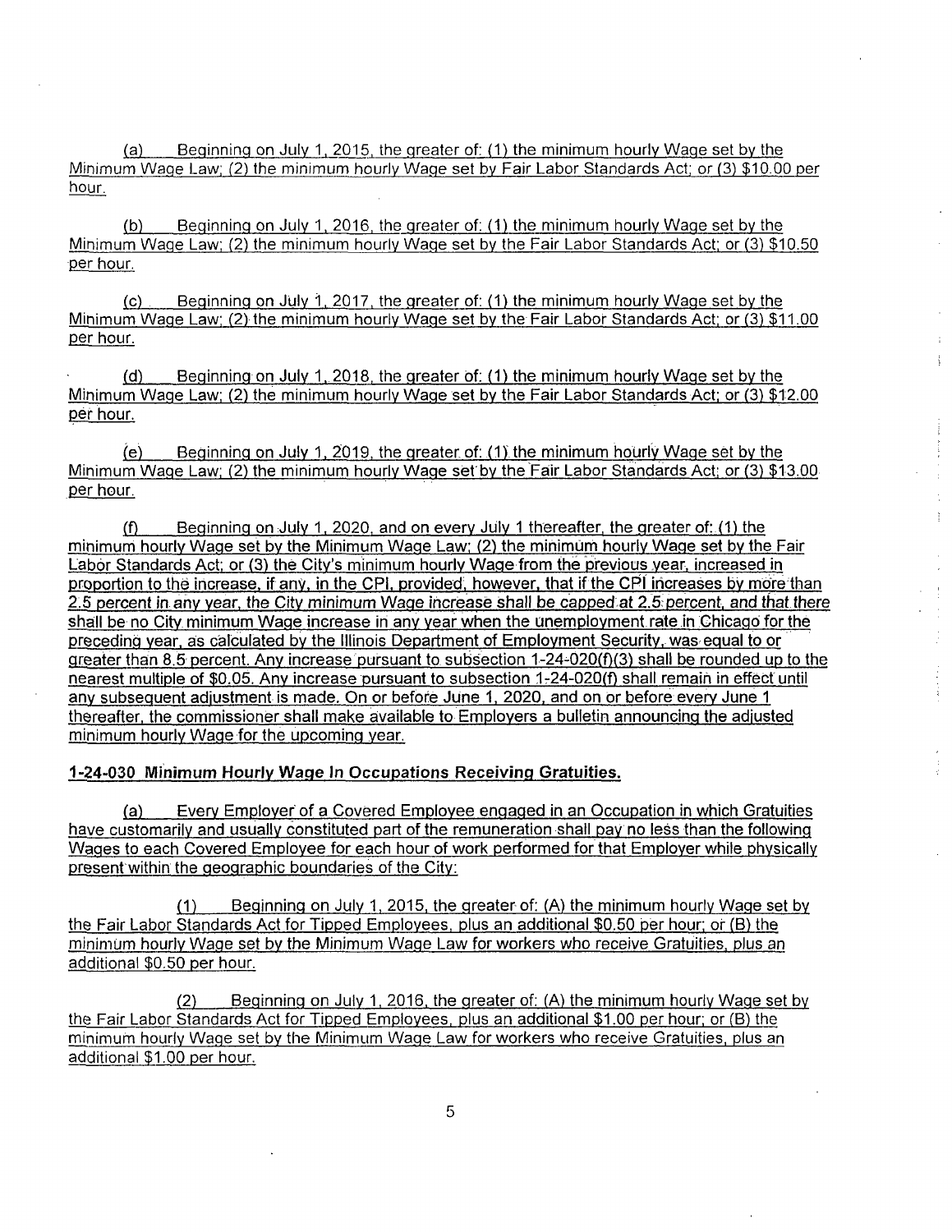(a) Beginning on July 1, 2015, the greater of: (1) the minimum hourly Wage set by the Minimum Wage Law; (2) the minimum hourly Wage set by Fair Labor Standards Act; or (3) $10.00 per hour.

(b) Beginning on July 1, 2016, the greater of: (1) the minimum hourly Wage set by the Minimum Wage Law; (2) the minimum hourly Wage set by the Fair Labor Standards Act; or (3) $10.50 per hour.

(c) Beginning on July 1, 2017, the greater of: (1) the minimum hourly Wage set by the Minimum Wage Law; (2) the minimum hourly Wage set by the Fair Labor Standards Act; or (3) $11.00 per hour.

(d) Beginning on July 1, 2018, the greater of: (1) the minimum hourly Wage set by the Minimum Wage Law; (2) the minimum hourly Wage set by the Fair Labor Standards Act; or (3) $12.00 per hour.

(e) Beginning on July 1, 2019, the greater of: (1) the minimum hourly Wage set by the Minimum Wage Law; (2) the minimum hourly Wage set by the Fair Labor Standards Act; or (3) $13.00 per hour.

(f) Beginning on July 1, 2020, and on every July 1 thereafter, the greater of: (1) the minimum hourly Wage set by the Minimum Wage Law; (2) the minimum hourly Wage set by the Fair Labor Standards Act; or (3) the City's minimum hourly Wage from the previous year, increased in proportion to the increase, if any, in the CPI, provided, however, that if the CPI increases by more than 2.5 percent in any year, the City minimum Wage increase shall be capped at 2.5 percent, and that there shall be no City minimum Wage increase in any year when the unemployment rate in Chicago for the preceding year, as calculated by the Illinois Department of Employment Security, was equal to or greater than 8.5 percent. Any increase pursuant to subsection 1-24-020(f)(3) shall be rounded up to the nearest multiple of $0.05. Any increase pursuant to subsection 1-24-020(f) shall remain in effect until any subsequent adjustment is made. On or before June 1, 2020, and on or before every June 1 thereafter, the commissioner shall make available to Employers a bulletin announcing the adjusted minimum hourly Wage for the upcoming year.

**1-24-030 Minimum Hourly Wage In Occupations Receiving Gratuities.**

(a) Every Employer of a Covered Employee engaged in an Occupation in which Gratuities have customarily and usually constituted part of the remuneration shall pay no less than the following Wages to each Covered Employee for each hour of work performed for that Employer while physically present within the geographic boundaries of the City:

(1) Beginning on July 1, 2015, the greater of: (A) the minimum hourly Wage set by the Fair Labor Standards Act for Tipped Employees, plus an additional $0.50 per hour; or (B) the minimum hourly Wage set by the Minimum Wage Law for workers who receive Gratuities, plus an additional $0.50 per hour.

(2) Beginning on July 1, 2016, the greater of: (A) the minimum hourly Wage set by the Fair Labor Standards Act for Tipped Employees, plus an additional $1.00 per hour; or (B) the minimum hourly Wage set by the Minimum Wage Law for workers who receive Gratuities, plus an additional $1.00 per hour.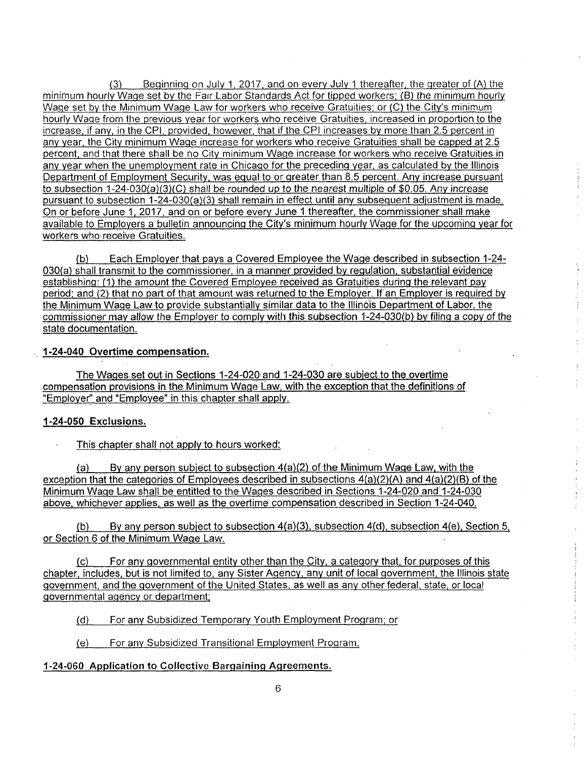(3) Beginning on July 1, 2017, and on every July 1 thereafter, the greater of (A) the minimum hourly Wage set by the Fair Labor Standards Act for tipped workers; (B) the minimum hourly Wage set by the Minimum Wage Law for workers who receive Gratuities; or (C) the City's minimum hourly Wage from the previous year for workers who receive Gratuities, increased in proportion to the increase, if any, in the CPI, provided, however, that if the CPI increases by more than 2.5 percent in any year, the City minimum Wage increase for workers who receive Gratuities shall be capped at 2.5 percent, and that there shall be no City minimum Wage increase for workers who receive Gratuities in any year when the unemployment rate in Chicago for the preceding year, as calculated by the Illinois Department of Employment Security, was equal to or greater than 8.5 percent. Any increase pursuant to subsection 1-24-030(a)(3)(C) shall be rounded up to the nearest multiple of $0.05. Any increase pursuant to subsection 1-24-030(a)(3) shall remain in effect until any subsequent adjustment is made. On or before June 1, 2017, and on or before every June 1 thereafter, the commissioner shall make available to Employers a bulletin announcing the City's minimum hourly Wage for the upcoming year for workers who receive Gratuities.

(b) Each Employer that pays a Covered Employee the Wage described in subsection 1-24-030(a) shall transmit to the commissioner, in a manner provided by regulation, substantial evidence establishing: (1) the amount the Covered Employee received as Gratuities during the relevant pay period; and (2) that no part of that amount was returned to the Employer. If an Employer is required by the Minimum Wage Law to provide substantially similar data to the Illinois Department of Labor, the commissioner may allow the Employer to comply with this subsection 1-24-030(b) by filing a copy of the state documentation.

**1-24-040 Overtime compensation.**

The Wages set out in Sections 1-24-020 and 1-24-030 are subject to the overtime compensation provisions in the Minimum Wage Law, with the exception that the definitions of "Employer" and "Employee" in this chapter shall apply.

**1-24-050 Exclusions.**

This chapter shall not apply to hours worked:

(a) By any person subject to subsection 4(a)(2) of the Minimum Wage Law, with the exception that the categories of Employees described in subsections 4(a)(2)(A) and 4(a)(2)(B) of the Minimum Wage Law shall be entitled to the Wages described in Sections 1-24-020 and 1-24-030 above, whichever applies, as well as the overtime compensation described in Section 1-24-040.

(b) By any person subject to subsection 4(a)(3), subsection 4(d), subsection 4(e), Section 5, or Section 6 of the Minimum Wage Law.

(c) For any governmental entity other than the City, a category that, for purposes of this chapter, includes, but is not limited to, any Sister Agency, any unit of local government, the Illinois state government, and the government of the United States, as well as any other federal, state, or local governmental agency or department;

(d) For any Subsidized Temporary Youth Employment Program; or

(e) For any Subsidized Transitional Employment Program.

**1-24-060 Application to Collective Bargaining Agreements.**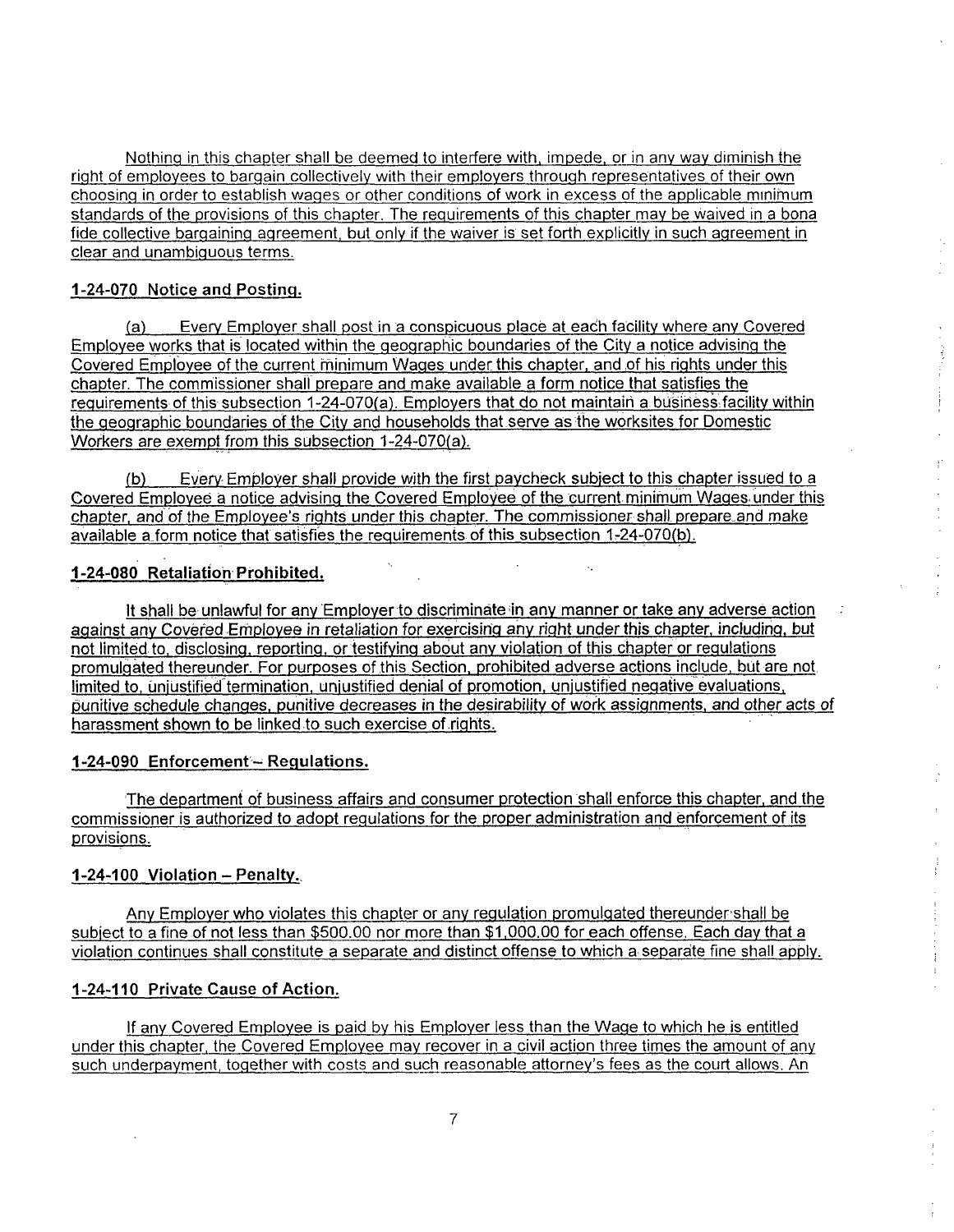Nothing in this chapter shall be deemed to interfere with, impede, or in any way diminish the right of employees to bargain collectively with their employers through representatives of their own choosing in order to establish wages or other conditions of work in excess of the applicable minimum standards of the provisions of this chapter. The requirements of this chapter may be waived in a bona fide collective bargaining agreement, but only if the waiver is set forth explicitly in such agreement in clear and unambiguous terms.

**1-24-070 Notice and Posting.**

(a) Every Employer shall post in a conspicuous place at each facility where any Covered Employee works that is located within the geographic boundaries of the City a notice advising the Covered Employee of the current minimum Wages under this chapter, and of his rights under this chapter. The commissioner shall prepare and make available a form notice that satisfies the requirements of this subsection 1-24-070(a). Employers that do not maintain a business facility within the geographic boundaries of the City and households that serve as the worksites for Domestic Workers are exempt from this subsection 1-24-070(a).

(b) Every Employer shall provide with the first paycheck subject to this chapter issued to a Covered Employee a notice advising the Covered Employee of the current minimum Wages under this chapter, and of the Employee's rights under this chapter. The commissioner shall prepare and make available a form notice that satisfies the requirements of this subsection 1-24-070(b).

**1-24-080 Retaliation Prohibited.**

It shall be unlawful for any Employer to discriminate in any manner or take any adverse action against any Covered Employee in retaliation for exercising any right under this chapter, including, but not limited to, disclosing, reporting, or testifying about any violation of this chapter or regulations promulgated thereunder. For purposes of this Section, prohibited adverse actions include, but are not limited to, unjustified termination, unjustified denial of promotion, unjustified negative evaluations, punitive schedule changes, punitive decreases in the desirability of work assignments, and other acts of harassment shown to be linked to such exercise of rights.

**1-24-090 Enforcement – Regulations.**

The department of business affairs and consumer protection shall enforce this chapter, and the commissioner is authorized to adopt regulations for the proper administration and enforcement of its provisions.

**1-24-100 Violation – Penalty.**

Any Employer who violates this chapter or any regulation promulgated thereunder shall be subject to a fine of not less than $500.00 nor more than $1,000.00 for each offense. Each day that a violation continues shall constitute a separate and distinct offense to which a separate fine shall apply.

**1-24-110 Private Cause of Action.**

If any Covered Employee is paid by his Employer less than the Wage to which he is entitled under this chapter, the Covered Employee may recover in a civil action three times the amount of any such underpayment, together with costs and such reasonable attorney's fees as the court allows. An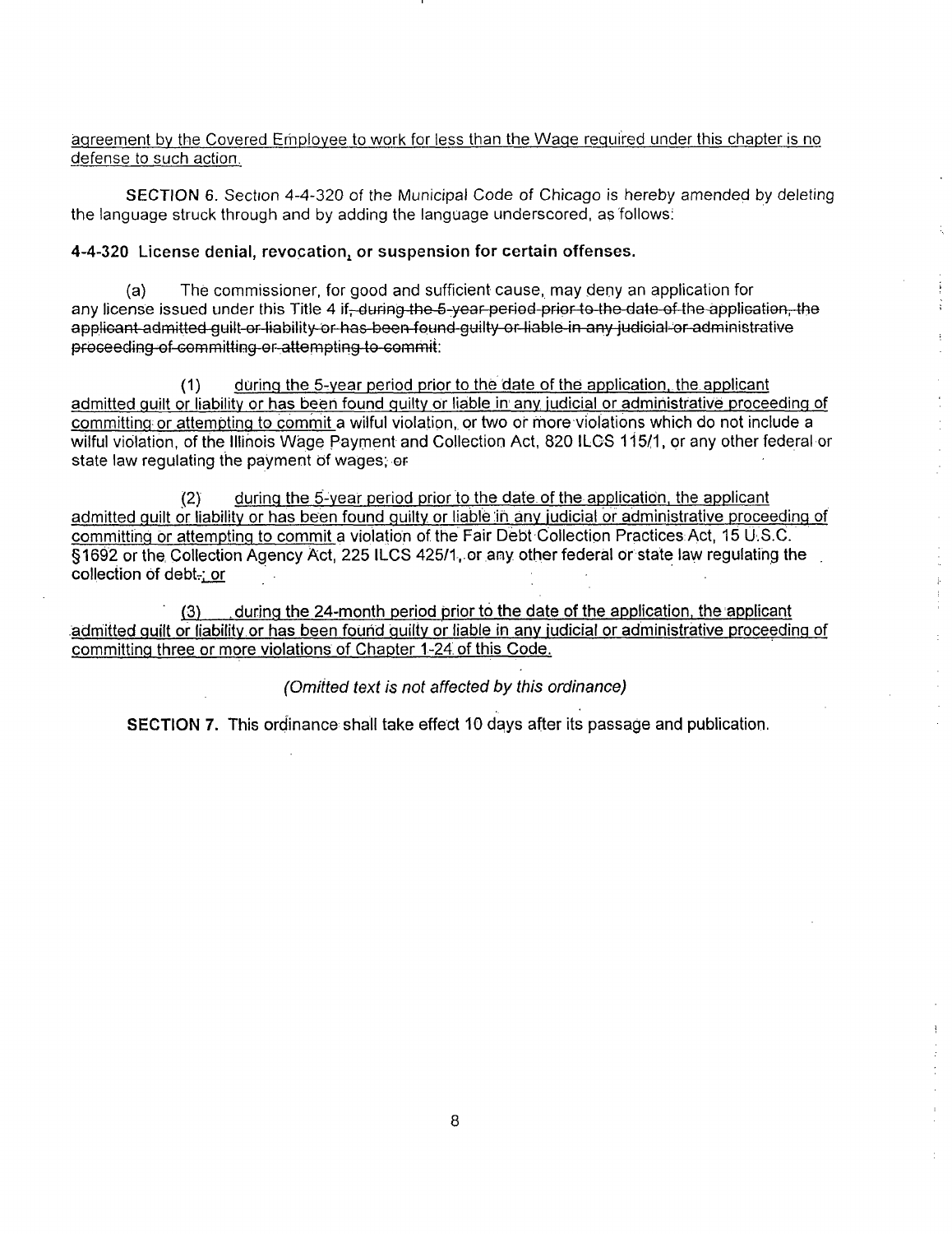agreement by the Covered Employee to work for less than the Wage required under this chapter is no defense to such action.

**SECTION 6.** Section 4-4-320 of the Municipal Code of Chicago is hereby amended by deleting the language struck through and by adding the language underscored, as follows:

**4-4-320 License denial, revocation, or suspension for certain offenses.**

(a) The commissioner, for good and sufficient cause, may deny an application for any license issued under this Title 4 if~~, during the 5-year period prior to the date of the application, the applicant admitted guilt or liability or has been found guilty or liable in any judicial or administrative proceeding of committing or attempting to commit~~:

(1) during the 5-year period prior to the date of the application, the applicant admitted guilt or liability or has been found guilty or liable in any judicial or administrative proceeding of committing or attempting to commit a wilful violation, or two or more violations which do not include a wilful violation, of the Illinois Wage Payment and Collection Act, 820 ILCS 115/1, or any other federal or state law regulating the payment of wages; ~~or~~

(2) during the 5-year period prior to the date of the application, the applicant admitted guilt or liability or has been found guilty or liable in any judicial or administrative proceeding of committing or attempting to commit a violation of the Fair Debt Collection Practices Act, 15 U.S.C. §1692 or the Collection Agency Act, 225 ILCS 425/1, or any other federal or state law regulating the collection of debt~~.~~; or

(3) during the 24-month period prior to the date of the application, the applicant admitted guilt or liability or has been found guilty or liable in any judicial or administrative proceeding of committing three or more violations of Chapter 1-24 of this Code.

*(Omitted text is not affected by this ordinance)*

**SECTION 7.** This ordinance shall take effect 10 days after its passage and publication.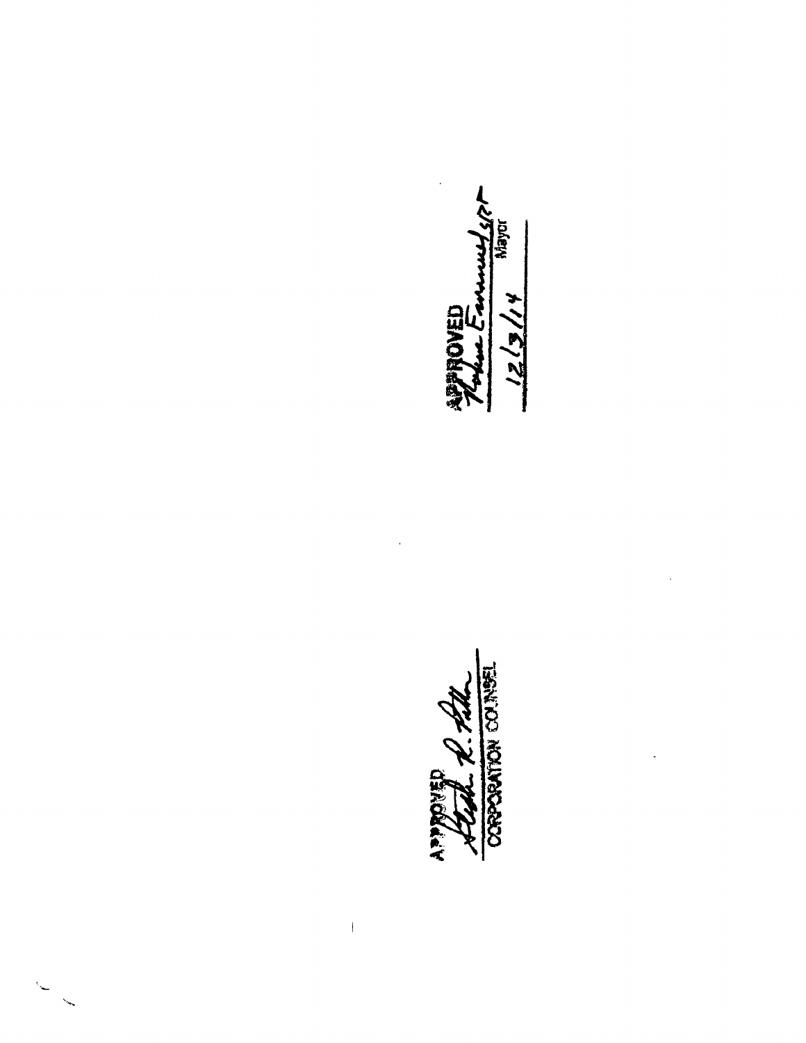APPROVED

Rahm Emanuel/srt

Mayor

12/3/14

APPROVED

CORPORATION COUNSEL